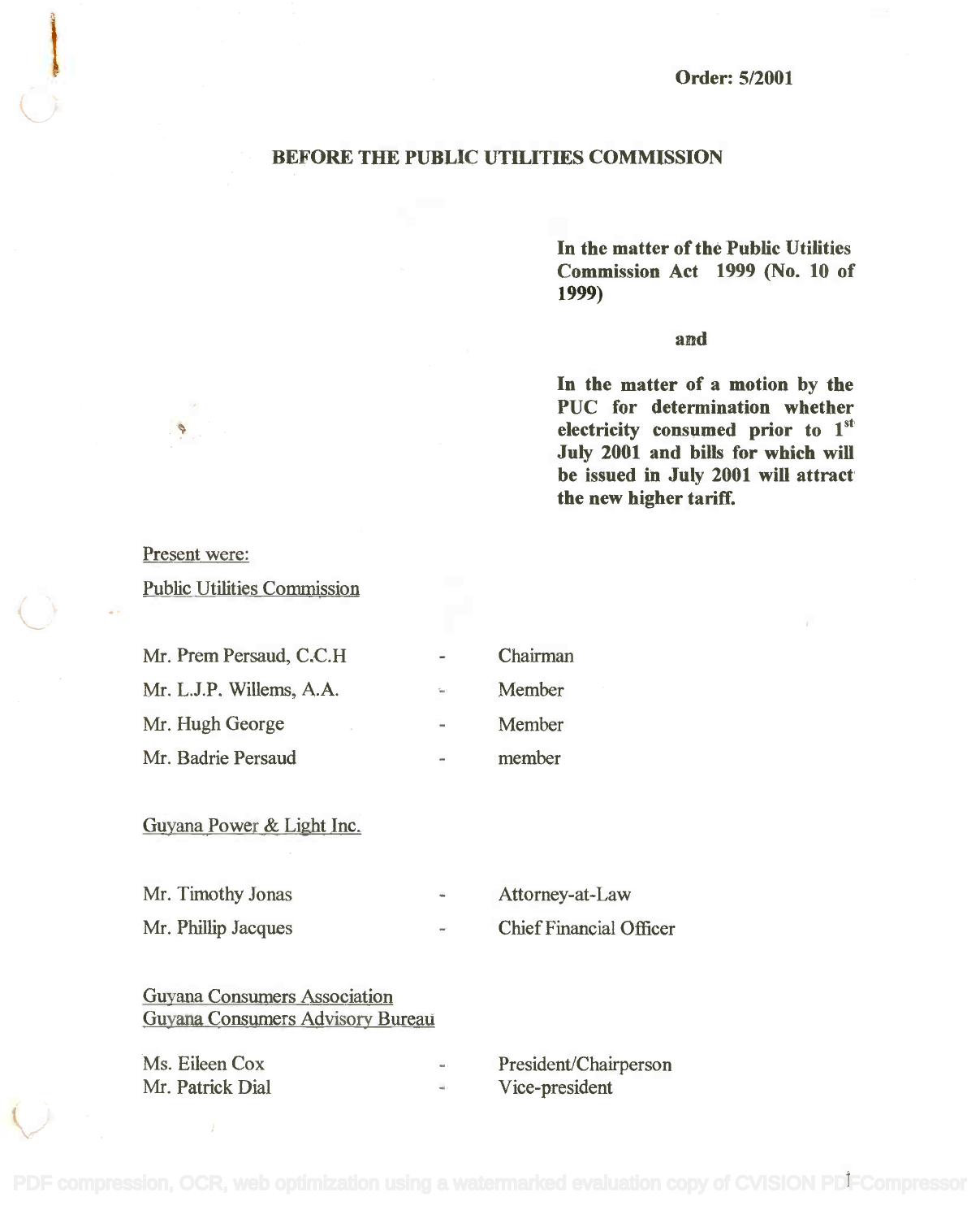**Order: 5/2001**

**BEFORE THE PUBLIC UTILITIES COMMISSION**

**In the matter of the Public Utilities Commission Act 1999 (No. 10 of 1999)**

**and**

**In the matter of a motion by the PUC for determination whether electricity consumed prior to 1st July 2001 and bills for which will be issued in July 2001 will attract the new higher tariff.**

Present were:

Public Utilities Commission

| | | |
|---|---|---|
| Mr. Prem Persaud, C.C.H | - | Chairman |
| Mr. L.J.P. Willems, A.A. | - | Member |
| Mr. Hugh George | - | Member |
| Mr. Badrie Persaud | - | member |

Guyana Power & Light Inc.

| | | |
|---|---|---|
| Mr. Timothy Jonas | - | Attorney-at-Law |
| Mr. Phillip Jacques | - | Chief Financial Officer |

Guyana Consumers Association
Guyana Consumers Advisory Bureau

| | | |
|---|---|---|
| Ms. Eileen Cox | - | President/Chairperson |
| Mr. Patrick Dial | - | Vice-president |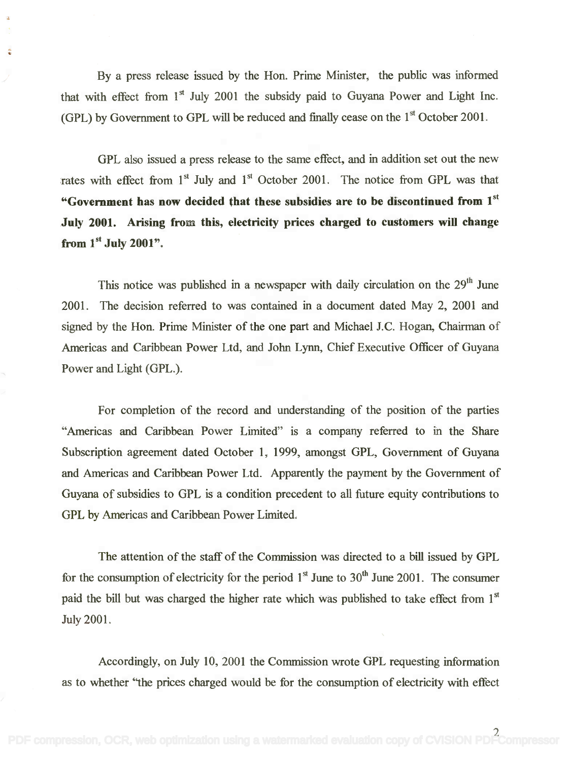By a press release issued by the Hon. Prime Minister, the public was informed that with effect from 1st July 2001 the subsidy paid to Guyana Power and Light Inc. (GPL) by Government to GPL will be reduced and finally cease on the 1st October 2001.

GPL also issued a press release to the same effect, and in addition set out the new rates with effect from 1st July and 1st October 2001. The notice from GPL was that **"Government has now decided that these subsidies are to be discontinued from 1st July 2001. Arising from this, electricity prices charged to customers will change from 1st July 2001".**

This notice was published in a newspaper with daily circulation on the 29th June 2001. The decision referred to was contained in a document dated May 2, 2001 and signed by the Hon. Prime Minister of the one part and Michael J.C. Hogan, Chairman of Americas and Caribbean Power Ltd, and John Lynn, Chief Executive Officer of Guyana Power and Light (GPL.).

For completion of the record and understanding of the position of the parties "Americas and Caribbean Power Limited" is a company referred to in the Share Subscription agreement dated October 1, 1999, amongst GPL, Government of Guyana and Americas and Caribbean Power Ltd. Apparently the payment by the Government of Guyana of subsidies to GPL is a condition precedent to all future equity contributions to GPL by Americas and Caribbean Power Limited.

The attention of the staff of the Commission was directed to a bill issued by GPL for the consumption of electricity for the period 1st June to 30th June 2001. The consumer paid the bill but was charged the higher rate which was published to take effect from 1st July 2001.

Accordingly, on July 10, 2001 the Commission wrote GPL requesting information as to whether "the prices charged would be for the consumption of electricity with effect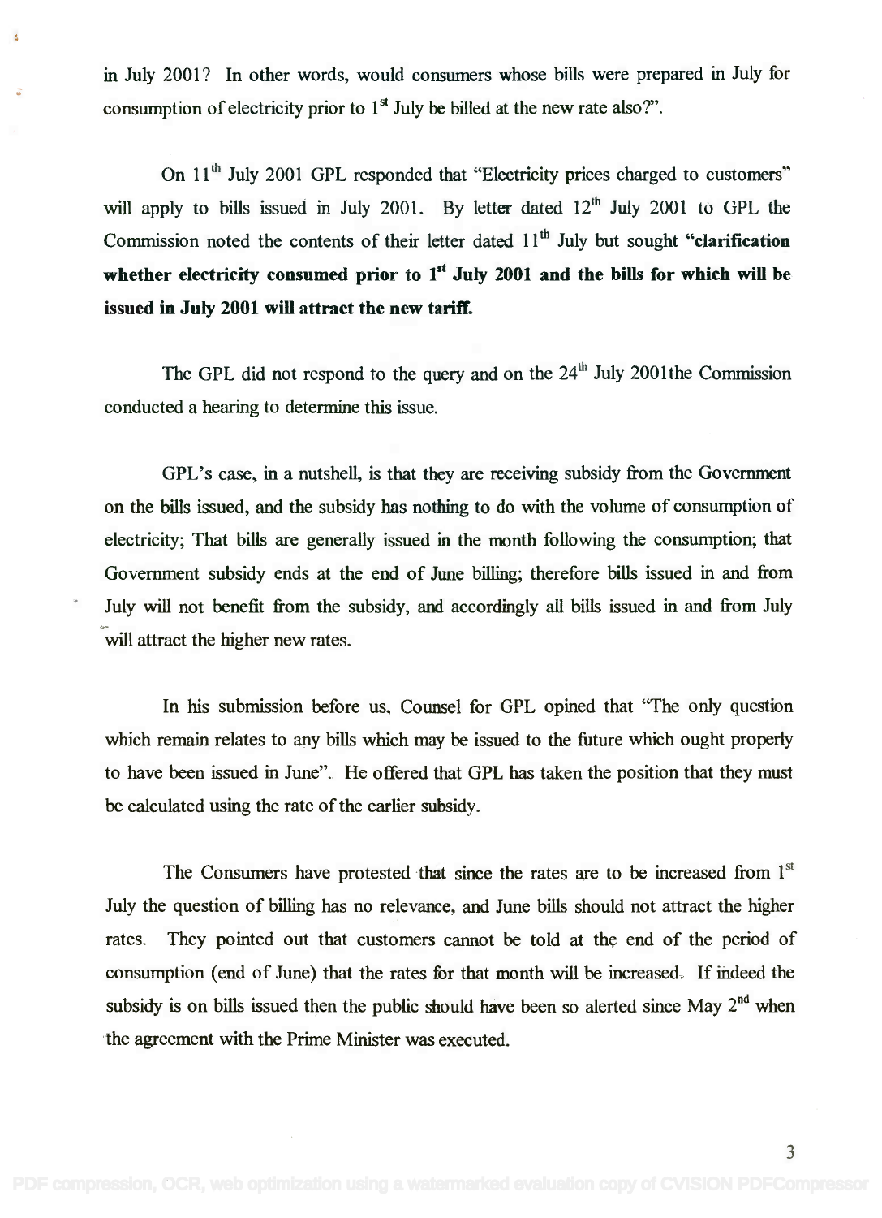in July 2001? In other words, would consumers whose bills were prepared in July for consumption of electricity prior to 1st July be billed at the new rate also?".

On 11th July 2001 GPL responded that "Electricity prices charged to customers" will apply to bills issued in July 2001. By letter dated 12th July 2001 to GPL the Commission noted the contents of their letter dated 11th July but sought **"clarification whether electricity consumed prior to 1st July 2001 and the bills for which will be issued in July 2001 will attract the new tariff.**

The GPL did not respond to the query and on the 24th July 2001the Commission conducted a hearing to determine this issue.

GPL's case, in a nutshell, is that they are receiving subsidy from the Government on the bills issued, and the subsidy has nothing to do with the volume of consumption of electricity; That bills are generally issued in the month following the consumption; that Government subsidy ends at the end of June billing; therefore bills issued in and from July will not benefit from the subsidy, and accordingly all bills issued in and from July will attract the higher new rates.

In his submission before us, Counsel for GPL opined that "The only question which remain relates to any bills which may be issued to the future which ought properly to have been issued in June". He offered that GPL has taken the position that they must be calculated using the rate of the earlier subsidy.

The Consumers have protested that since the rates are to be increased from 1st July the question of billing has no relevance, and June bills should not attract the higher rates. They pointed out that customers cannot be told at the end of the period of consumption (end of June) that the rates for that month will be increased. If indeed the subsidy is on bills issued then the public should have been so alerted since May 2nd when the agreement with the Prime Minister was executed.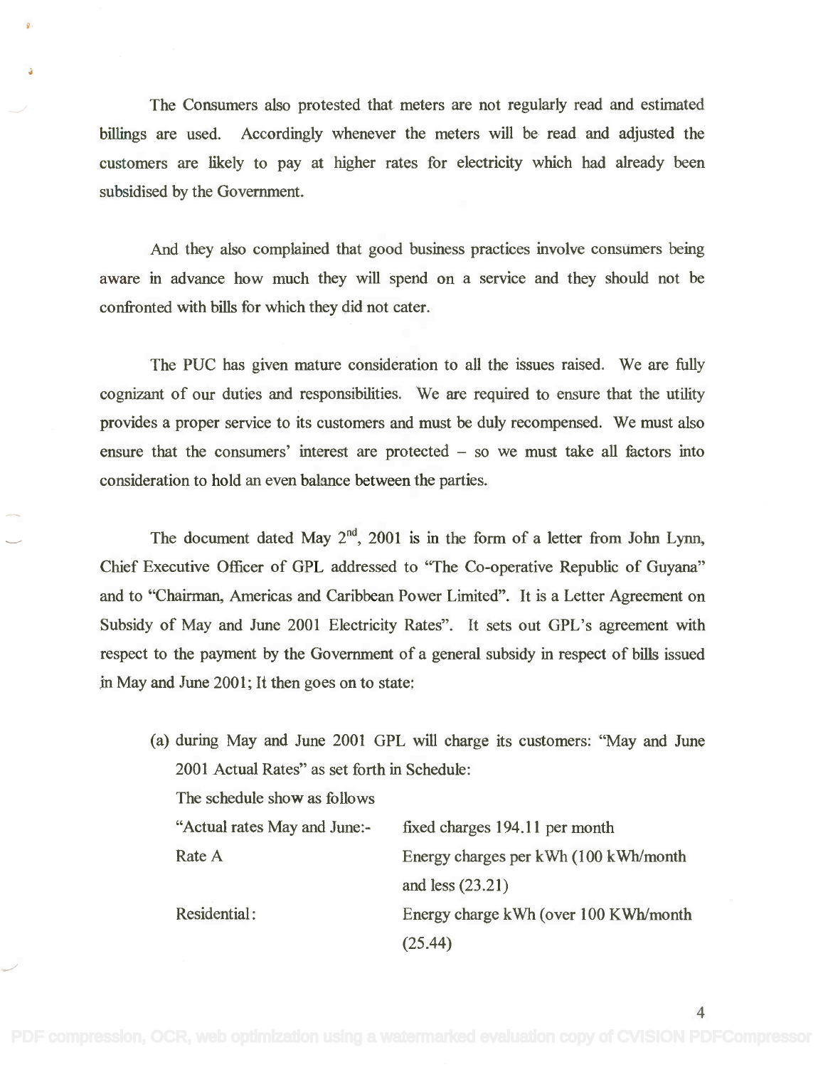The Consumers also protested that meters are not regularly read and estimated billings are used. Accordingly whenever the meters will be read and adjusted the customers are likely to pay at higher rates for electricity which had already been subsidised by the Government.

And they also complained that good business practices involve consumers being aware in advance how much they will spend on a service and they should not be confronted with bills for which they did not cater.

The PUC has given mature consideration to all the issues raised. We are fully cognizant of our duties and responsibilities. We are required to ensure that the utility provides a proper service to its customers and must be duly recompensed. We must also ensure that the consumers' interest are protected – so we must take all factors into consideration to hold an even balance between the parties.

The document dated May 2nd, 2001 is in the form of a letter from John Lynn, Chief Executive Officer of GPL addressed to "The Co-operative Republic of Guyana" and to "Chairman, Americas and Caribbean Power Limited". It is a Letter Agreement on Subsidy of May and June 2001 Electricity Rates". It sets out GPL's agreement with respect to the payment by the Government of a general subsidy in respect of bills issued in May and June 2001; It then goes on to state:

(a) during May and June 2001 GPL will charge its customers: "May and June 2001 Actual Rates" as set forth in Schedule:

The schedule show as follows

| | |
|---|---|
| "Actual rates May and June:- | fixed charges 194.11 per month |
| Rate A | Energy charges per kWh (100 kWh/month and less (23.21) |
| Residential: | Energy charge kWh (over 100 KWh/month (25.44) |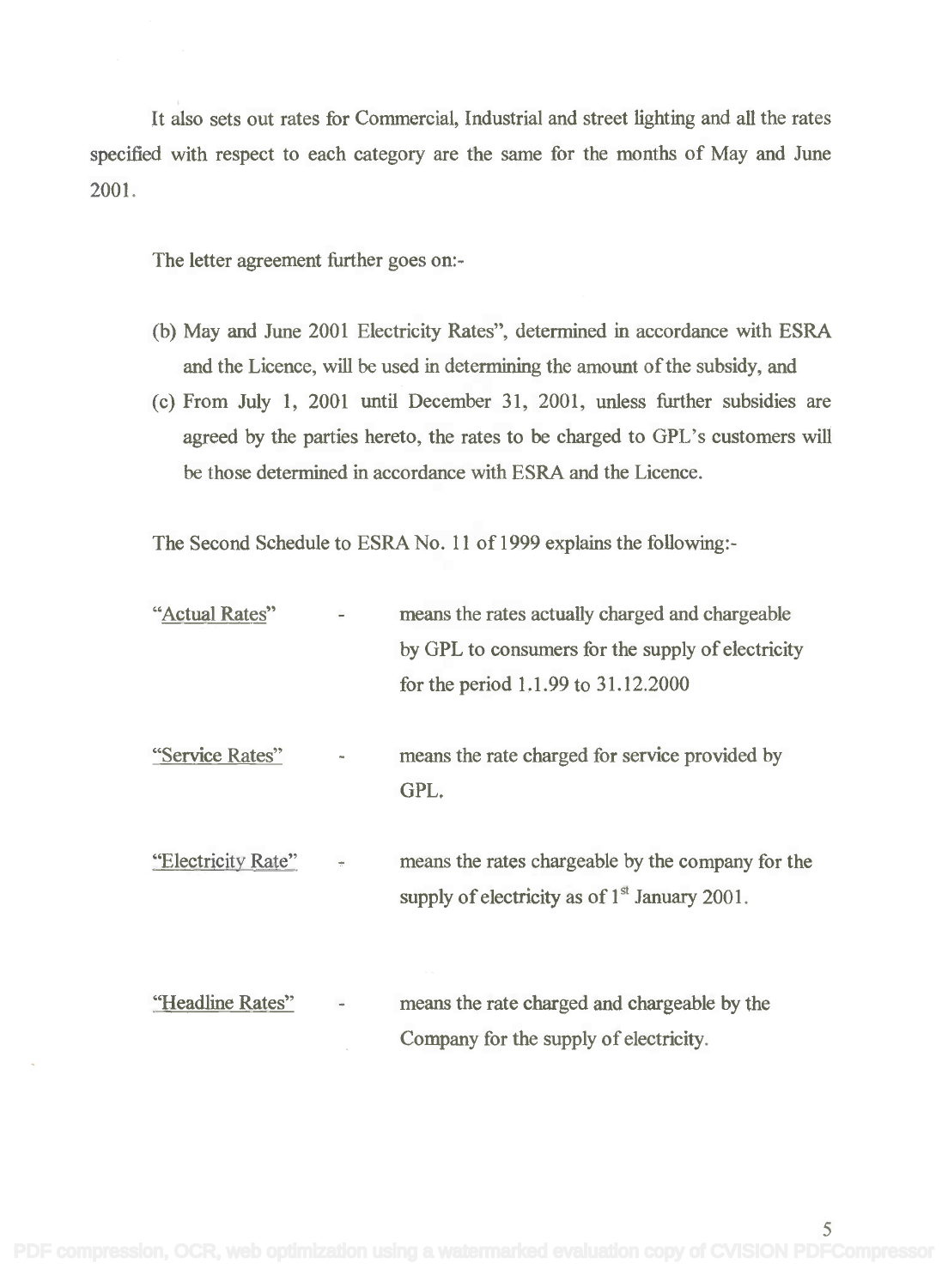It also sets out rates for Commercial, Industrial and street lighting and all the rates specified with respect to each category are the same for the months of May and June 2001.

The letter agreement further goes on:-

(b) May and June 2001 Electricity Rates", determined in accordance with ESRA and the Licence, will be used in determining the amount of the subsidy, and

(c) From July 1, 2001 until December 31, 2001, unless further subsidies are agreed by the parties hereto, the rates to be charged to GPL's customers will be those determined in accordance with ESRA and the Licence.

The Second Schedule to ESRA No. 11 of 1999 explains the following:-

"Actual Rates" - means the rates actually charged and chargeable by GPL to consumers for the supply of electricity for the period 1.1.99 to 31.12.2000

"Service Rates" - means the rate charged for service provided by GPL.

"Electricity Rate" - means the rates chargeable by the company for the supply of electricity as of 1st January 2001.

"Headline Rates" - means the rate charged and chargeable by the Company for the supply of electricity.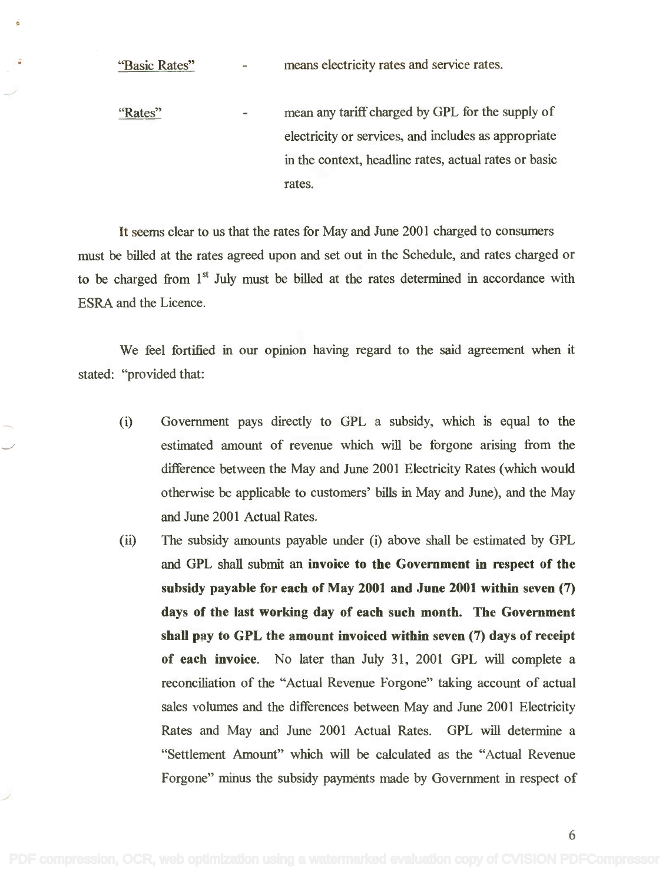"Basic Rates" - means electricity rates and service rates.

"Rates" - mean any tariff charged by GPL for the supply of electricity or services, and includes as appropriate in the context, headline rates, actual rates or basic rates.

It seems clear to us that the rates for May and June 2001 charged to consumers must be billed at the rates agreed upon and set out in the Schedule, and rates charged or to be charged from 1st July must be billed at the rates determined in accordance with ESRA and the Licence.

We feel fortified in our opinion having regard to the said agreement when it stated: "provided that:

(i) Government pays directly to GPL a subsidy, which is equal to the estimated amount of revenue which will be forgone arising from the difference between the May and June 2001 Electricity Rates (which would otherwise be applicable to customers' bills in May and June), and the May and June 2001 Actual Rates.

(ii) The subsidy amounts payable under (i) above shall be estimated by GPL and GPL shall submit an **invoice to the Government in respect of the subsidy payable for each of May 2001 and June 2001 within seven (7) days of the last working day of each such month. The Government shall pay to GPL the amount invoiced within seven (7) days of receipt of each invoice.** No later than July 31, 2001 GPL will complete a reconciliation of the "Actual Revenue Forgone" taking account of actual sales volumes and the differences between May and June 2001 Electricity Rates and May and June 2001 Actual Rates. GPL will determine a "Settlement Amount" which will be calculated as the "Actual Revenue Forgone" minus the subsidy payments made by Government in respect of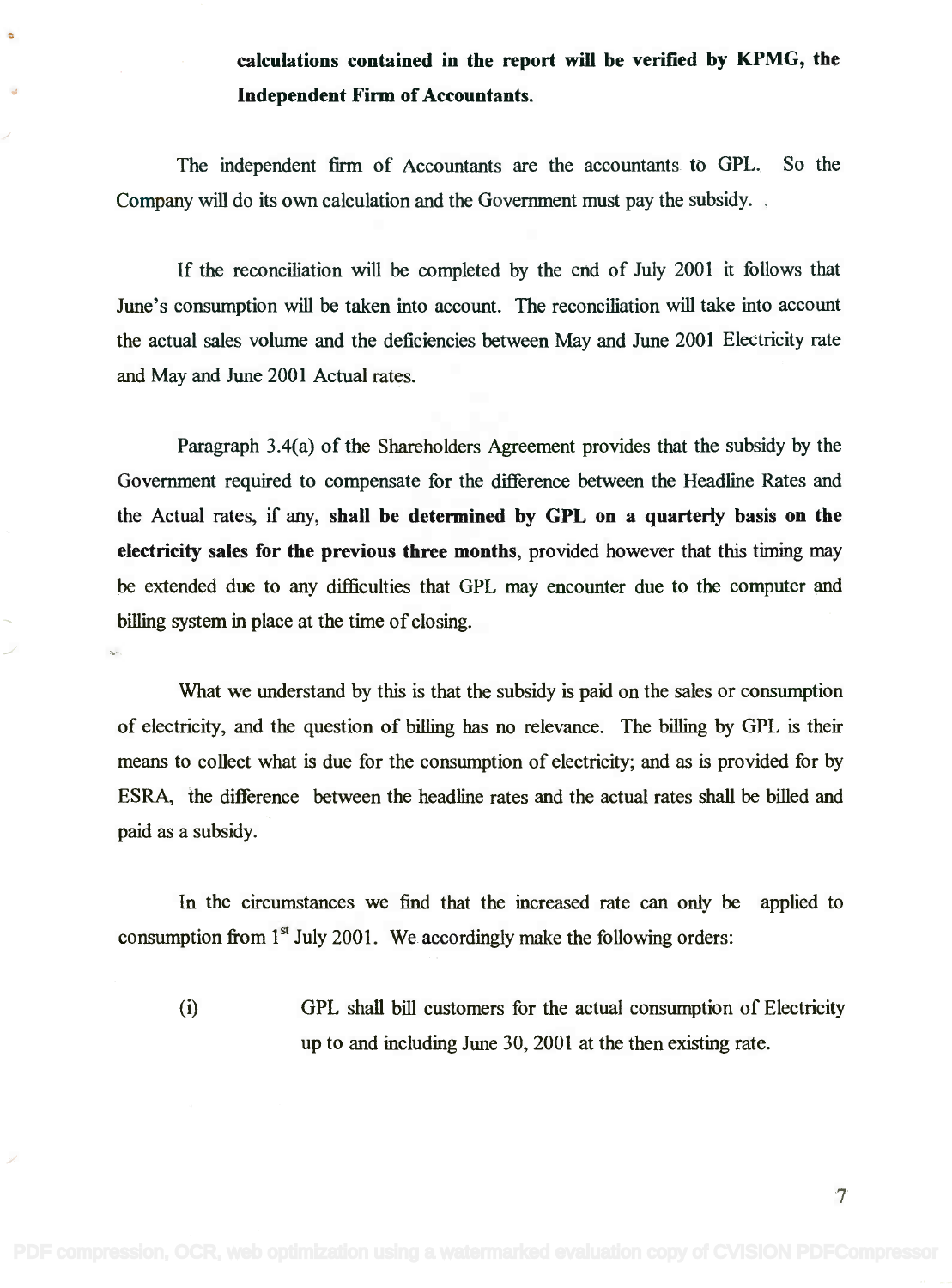**calculations contained in the report will be verified by KPMG, the Independent Firm of Accountants.**

The independent firm of Accountants are the accountants to GPL. So the Company will do its own calculation and the Government must pay the subsidy. .

If the reconciliation will be completed by the end of July 2001 it follows that June's consumption will be taken into account. The reconciliation will take into account the actual sales volume and the deficiencies between May and June 2001 Electricity rate and May and June 2001 Actual rates.

Paragraph 3.4(a) of the Shareholders Agreement provides that the subsidy by the Government required to compensate for the difference between the Headline Rates and the Actual rates, if any, **shall be determined by GPL on a quarterly basis on the electricity sales for the previous three months**, provided however that this timing may be extended due to any difficulties that GPL may encounter due to the computer and billing system in place at the time of closing.

What we understand by this is that the subsidy is paid on the sales or consumption of electricity, and the question of billing has no relevance. The billing by GPL is their means to collect what is due for the consumption of electricity; and as is provided for by ESRA, the difference between the headline rates and the actual rates shall be billed and paid as a subsidy.

In the circumstances we find that the increased rate can only be applied to consumption from 1st July 2001. We accordingly make the following orders:

(i) GPL shall bill customers for the actual consumption of Electricity up to and including June 30, 2001 at the then existing rate.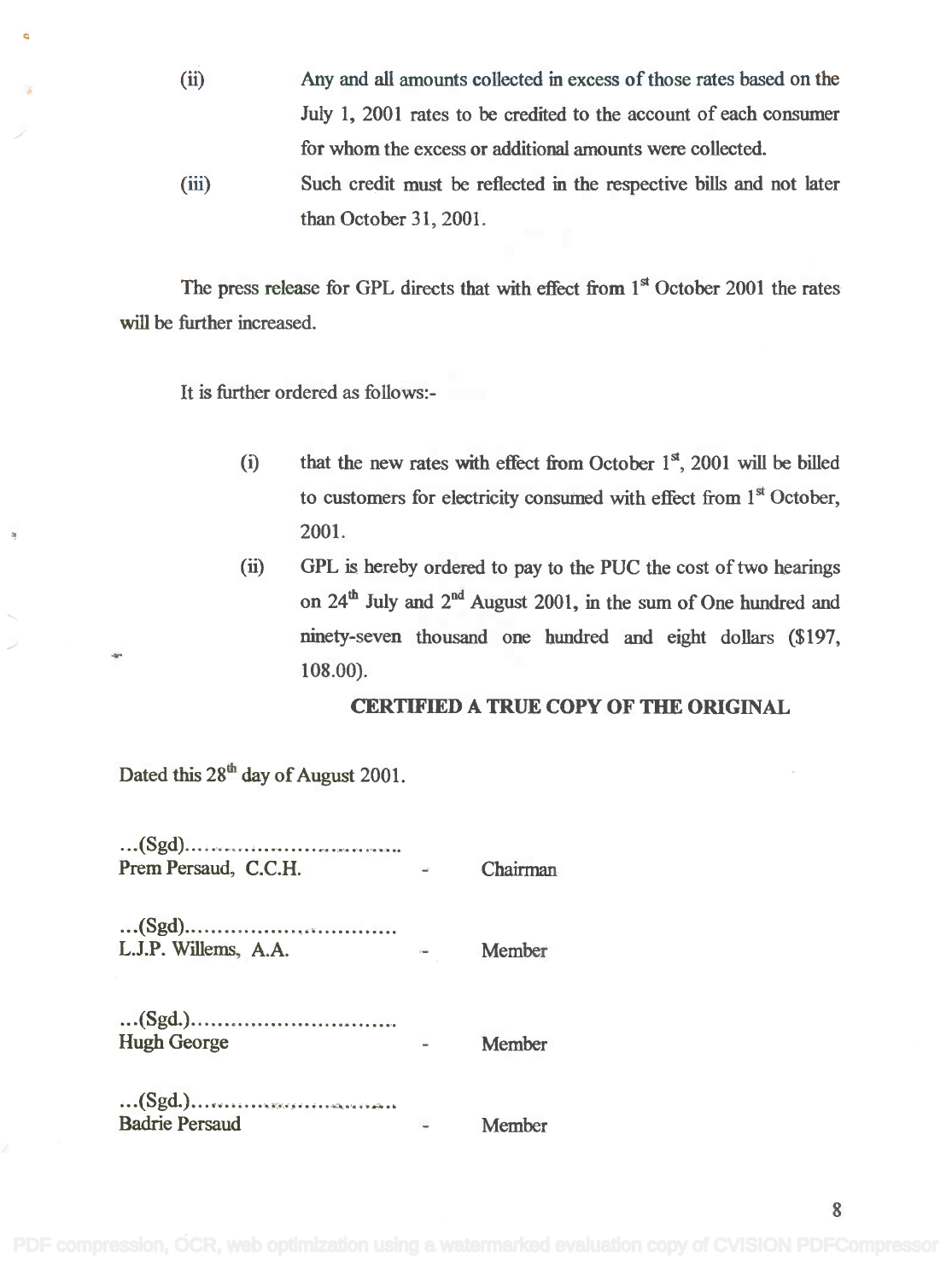(ii) Any and all amounts collected in excess of those rates based on the July 1, 2001 rates to be credited to the account of each consumer for whom the excess or additional amounts were collected.

(iii) Such credit must be reflected in the respective bills and not later than October 31, 2001.

The press release for GPL directs that with effect from 1st October 2001 the rates will be further increased.

It is further ordered as follows:-

(i) that the new rates with effect from October 1st, 2001 will be billed to customers for electricity consumed with effect from 1st October, 2001.

(ii) GPL is hereby ordered to pay to the PUC the cost of two hearings on 24th July and 2nd August 2001, in the sum of One hundred and ninety-seven thousand one hundred and eight dollars ($197, 108.00).

**CERTIFIED A TRUE COPY OF THE ORIGINAL**

Dated this 28th day of August 2001.

...(Sgd)................................
Prem Persaud, C.C.H. - Chairman

...(Sgd)................................
L.J.P. Willems, A.A. - Member

...(Sgd.)...............................
Hugh George - Member

...(Sgd.)...............................
Badrie Persaud - Member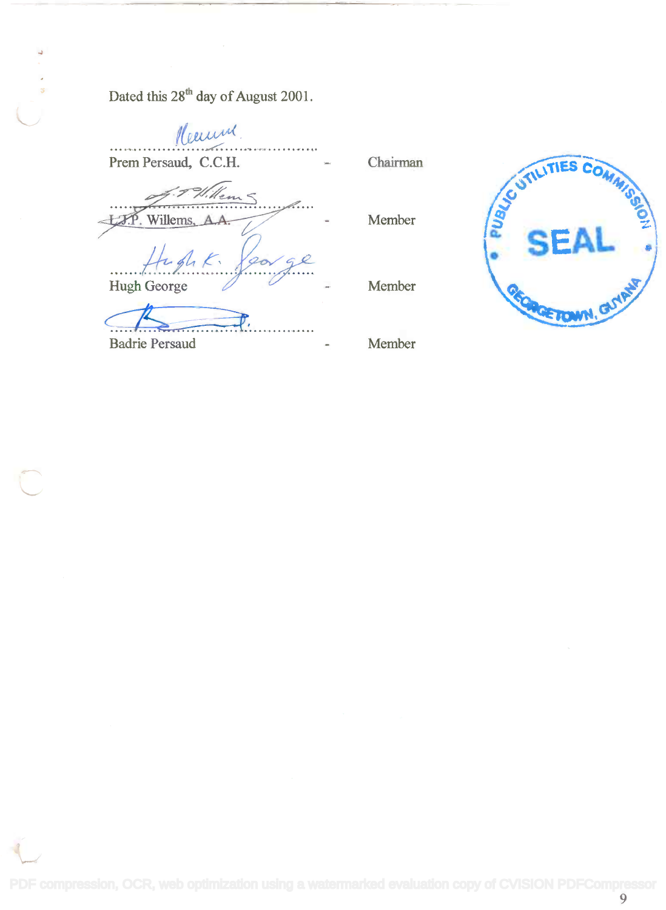Dated this 28th day of August 2001.

| | | |
|---|---|---|
| Prem Persaud, C.C.H. | - | Chairman |
| L.J.P. Willems, A.A. | - | Member |
| Hugh George | - | Member |
| Badrie Persaud | - | Member |

PUBLIC UTILITIES COMMISSION
SEAL
GEORGETOWN, GUYANA

PDF compression, OCR, web optimization using a watermarked evaluation copy of CVISION PDFCompressor